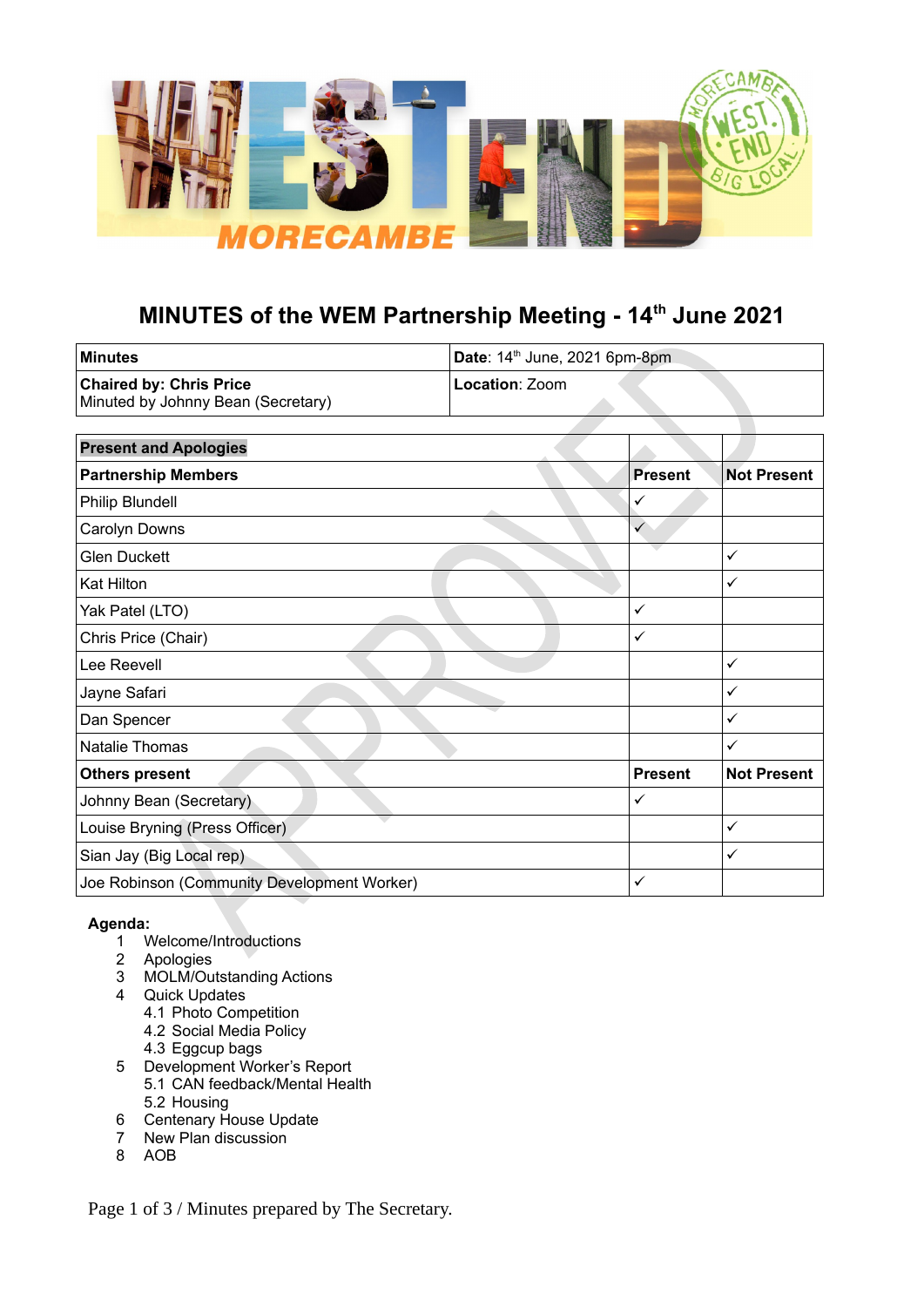# MINUTES of the WEM Partnership Meeting - 14th June 2021

| **Minutes** | **Date**: 14th June, 2021 6pm-8pm |
|---|---|
| **Chaired by: Chris Price**<br>Minuted by Johnny Bean (Secretary) | **Location**: Zoom |

| **Present and Apologies** | | |
|---|---|---|
| **Partnership Members** | **Present** | **Not Present** |
| Philip Blundell | ✓ | |
| Carolyn Downs | ✓ | |
| Glen Duckett | | ✓ |
| Kat Hilton | | ✓ |
| Yak Patel (LTO) | ✓ | |
| Chris Price (Chair) | ✓ | |
| Lee Reevell | | ✓ |
| Jayne Safari | | ✓ |
| Dan Spencer | | ✓ |
| Natalie Thomas | | ✓ |
| **Others present** | **Present** | **Not Present** |
| Johnny Bean (Secretary) | ✓ | |
| Louise Bryning (Press Officer) | | ✓ |
| Sian Jay (Big Local rep) | | ✓ |
| Joe Robinson (Community Development Worker) | ✓ | |

**Agenda:**

1. Welcome/Introductions
2. Apologies
3. MOLM/Outstanding Actions
4. Quick Updates
   - 4.1 Photo Competition
   - 4.2 Social Media Policy
   - 4.3 Eggcup bags
5. Development Worker's Report
   - 5.1 CAN feedback/Mental Health
   - 5.2 Housing
6. Centenary House Update
7. New Plan discussion
8. AOB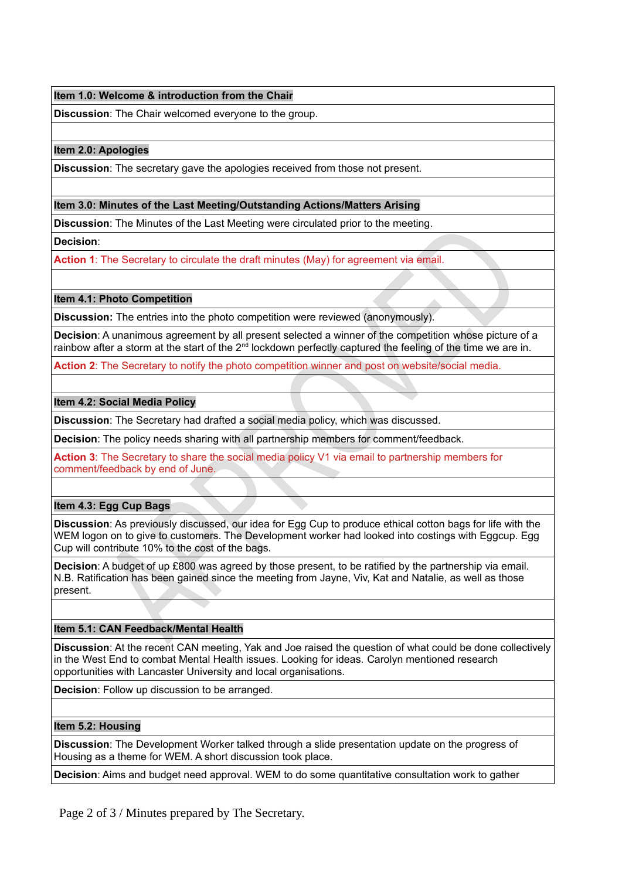| **Item 1.0: Welcome & introduction from the Chair** |
|---|
| **Discussion**: The Chair welcomed everyone to the group. |
| |
| **Item 2.0: Apologies** |
| **Discussion**: The secretary gave the apologies received from those not present. |
| |
| **Item 3.0: Minutes of the Last Meeting/Outstanding Actions/Matters Arising** |
| **Discussion**: The Minutes of the Last Meeting were circulated prior to the meeting. |
| **Decision**: |
| **Action 1**: The Secretary to circulate the draft minutes (May) for agreement via email. |
| |
| **Item 4.1: Photo Competition** |
| **Discussion:** The entries into the photo competition were reviewed (anonymously). |
| **Decision**: A unanimous agreement by all present selected a winner of the competition whose picture of a rainbow after a storm at the start of the 2nd lockdown perfectly captured the feeling of the time we are in. |
| **Action 2**: The Secretary to notify the photo competition winner and post on website/social media. |
| |
| **Item 4.2: Social Media Policy** |
| **Discussion**: The Secretary had drafted a social media policy, which was discussed. |
| **Decision**: The policy needs sharing with all partnership members for comment/feedback. |
| **Action 3**: The Secretary to share the social media policy V1 via email to partnership members for comment/feedback by end of June. |
| |
| **Item 4.3: Egg Cup Bags** |
| **Discussion**: As previously discussed, our idea for Egg Cup to produce ethical cotton bags for life with the WEM logon on to give to customers. The Development worker had looked into costings with Eggcup. Egg Cup will contribute 10% to the cost of the bags. |
| **Decision**: A budget of up £800 was agreed by those present, to be ratified by the partnership via email. N.B. Ratification has been gained since the meeting from Jayne, Viv, Kat and Natalie, as well as those present. |
| |
| **Item 5.1: CAN Feedback/Mental Health** |
| **Discussion**: At the recent CAN meeting, Yak and Joe raised the question of what could be done collectively in the West End to combat Mental Health issues. Looking for ideas. Carolyn mentioned research opportunities with Lancaster University and local organisations. |
| **Decision**: Follow up discussion to be arranged. |
| |
| **Item 5.2: Housing** |
| **Discussion**: The Development Worker talked through a slide presentation update on the progress of Housing as a theme for WEM. A short discussion took place. |
| **Decision**: Aims and budget need approval. WEM to do some quantitative consultation work to gather |

Minutes prepared by The Secretary.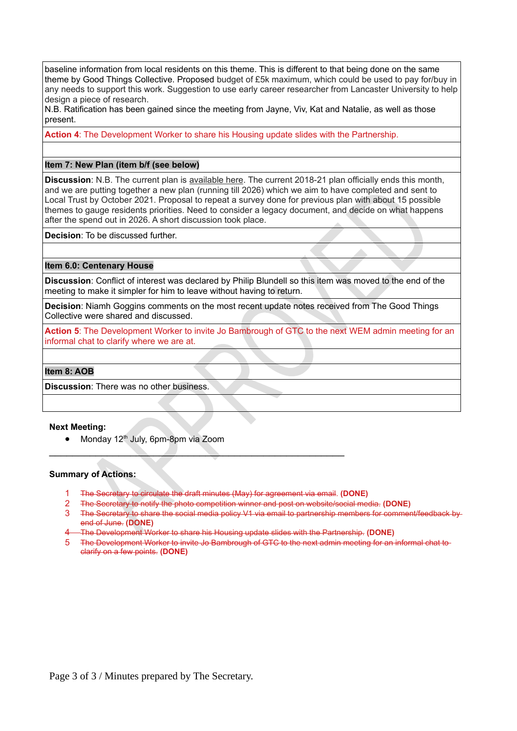baseline information from local residents on this theme. This is different to that being done on the same theme by Good Things Collective. Proposed budget of £5k maximum, which could be used to pay for/buy in any needs to support this work. Suggestion to use early career researcher from Lancaster University to help design a piece of research.
N.B. Ratification has been gained since the meeting from Jayne, Viv, Kat and Natalie, as well as those present.

**Action 4**: The Development Worker to share his Housing update slides with the Partnership.

**Item 7: New Plan (item b/f (see below)**

**Discussion**: N.B. The current plan is available here. The current 2018-21 plan officially ends this month, and we are putting together a new plan (running till 2026) which we aim to have completed and sent to Local Trust by October 2021. Proposal to repeat a survey done for previous plan with about 15 possible themes to gauge residents priorities. Need to consider a legacy document, and decide on what happens after the spend out in 2026. A short discussion took place.

**Decision**: To be discussed further.

**Item 6.0: Centenary House**

**Discussion**: Conflict of interest was declared by Philip Blundell so this item was moved to the end of the meeting to make it simpler for him to leave without having to return.

**Decision**: Niamh Goggins comments on the most recent update notes received from The Good Things Collective were shared and discussed.

**Action 5**: The Development Worker to invite Jo Bambrough of GTC to the next WEM admin meeting for an informal chat to clarify where we are at.

**Item 8: AOB**

**Discussion**: There was no other business.

**Next Meeting:**

- Monday 12th July, 6pm-8pm via Zoom

---

**Summary of Actions:**

1. ~~The Secretary to circulate the draft minutes (May) for agreement via email.~~ **(DONE)**
2. ~~The Secretary to notify the photo competition winner and post on website/social media.~~ **(DONE)**
3. ~~The Secretary to share the social media policy V1 via email to partnership members for comment/feedback by end of June.~~ **(DONE)**
4. ~~The Development Worker to share his Housing update slides with the Partnership.~~ **(DONE)**
5. ~~The Development Worker to invite Jo Bambrough of GTC to the next admin meeting for an informal chat to clarify on a few points.~~ **(DONE)**

Minutes prepared by The Secretary.